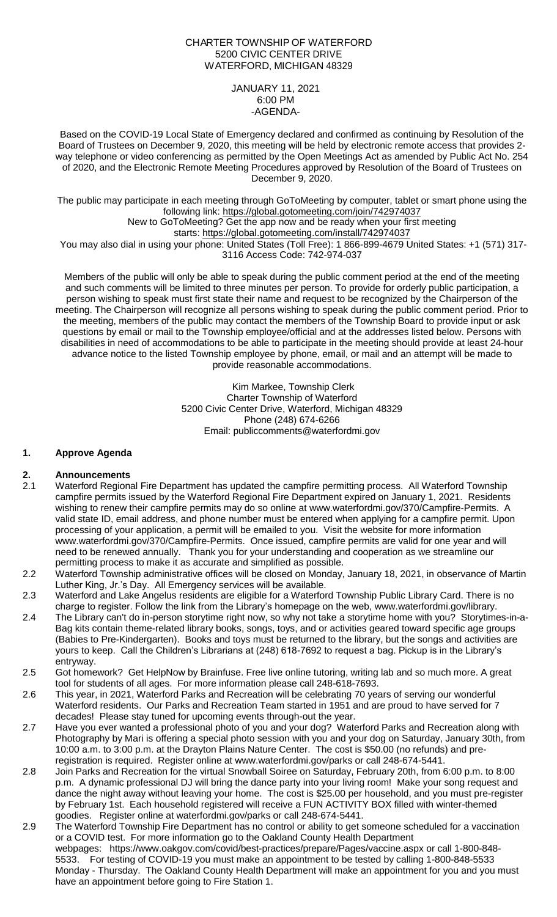CHARTER TOWNSHIP OF WATERFORD
5200 CIVIC CENTER DRIVE
WATERFORD, MICHIGAN 48329

JANUARY 11, 2021
6:00 PM
-AGENDA-

Based on the COVID-19 Local State of Emergency declared and confirmed as continuing by Resolution of the Board of Trustees on December 9, 2020, this meeting will be held by electronic remote access that provides 2-way telephone or video conferencing as permitted by the Open Meetings Act as amended by Public Act No. 254 of 2020, and the Electronic Remote Meeting Procedures approved by Resolution of the Board of Trustees on December 9, 2020.

The public may participate in each meeting through GoToMeeting by computer, tablet or smart phone using the following link: https://global.gotomeeting.com/join/742974037
New to GoToMeeting? Get the app now and be ready when your first meeting starts: https://global.gotomeeting.com/install/742974037
You may also dial in using your phone: United States (Toll Free): 1 866-899-4679 United States: +1 (571) 317-3116 Access Code: 742-974-037

Members of the public will only be able to speak during the public comment period at the end of the meeting and such comments will be limited to three minutes per person. To provide for orderly public participation, a person wishing to speak must first state their name and request to be recognized by the Chairperson of the meeting. The Chairperson will recognize all persons wishing to speak during the public comment period. Prior to the meeting, members of the public may contact the members of the Township Board to provide input or ask questions by email or mail to the Township employee/official and at the addresses listed below. Persons with disabilities in need of accommodations to be able to participate in the meeting should provide at least 24-hour advance notice to the listed Township employee by phone, email, or mail and an attempt will be made to provide reasonable accommodations.

Kim Markee, Township Clerk
Charter Township of Waterford
5200 Civic Center Drive, Waterford, Michigan 48329
Phone (248) 674-6266
Email: publiccomments@waterfordmi.gov

**1. Approve Agenda**

**2. Announcements**

2.1 Waterford Regional Fire Department has updated the campfire permitting process. All Waterford Township campfire permits issued by the Waterford Regional Fire Department expired on January 1, 2021. Residents wishing to renew their campfire permits may do so online at www.waterfordmi.gov/370/Campfire-Permits. A valid state ID, email address, and phone number must be entered when applying for a campfire permit. Upon processing of your application, a permit will be emailed to you. Visit the website for more information www.waterfordmi.gov/370/Campfire-Permits. Once issued, campfire permits are valid for one year and will need to be renewed annually. Thank you for your understanding and cooperation as we streamline our permitting process to make it as accurate and simplified as possible.

2.2 Waterford Township administrative offices will be closed on Monday, January 18, 2021, in observance of Martin Luther King, Jr.'s Day. All Emergency services will be available.

2.3 Waterford and Lake Angelus residents are eligible for a Waterford Township Public Library Card. There is no charge to register. Follow the link from the Library's homepage on the web, www.waterfordmi.gov/library.

2.4 The Library can't do in-person storytime right now, so why not take a storytime home with you? Storytimes-in-a-Bag kits contain theme-related library books, songs, toys, and or activities geared toward specific age groups (Babies to Pre-Kindergarten). Books and toys must be returned to the library, but the songs and activities are yours to keep. Call the Children's Librarians at (248) 618-7692 to request a bag. Pickup is in the Library's entryway.

2.5 Got homework? Get HelpNow by Brainfuse. Free live online tutoring, writing lab and so much more. A great tool for students of all ages. For more information please call 248-618-7693.

2.6 This year, in 2021, Waterford Parks and Recreation will be celebrating 70 years of serving our wonderful Waterford residents. Our Parks and Recreation Team started in 1951 and are proud to have served for 7 decades! Please stay tuned for upcoming events through-out the year.

2.7 Have you ever wanted a professional photo of you and your dog? Waterford Parks and Recreation along with Photography by Mari is offering a special photo session with you and your dog on Saturday, January 30th, from 10:00 a.m. to 3:00 p.m. at the Drayton Plains Nature Center. The cost is $50.00 (no refunds) and pre-registration is required. Register online at www.waterfordmi.gov/parks or call 248-674-5441.

2.8 Join Parks and Recreation for the virtual Snowball Soiree on Saturday, February 20th, from 6:00 p.m. to 8:00 p.m. A dynamic professional DJ will bring the dance party into your living room! Make your song request and dance the night away without leaving your home. The cost is $25.00 per household, and you must pre-register by February 1st. Each household registered will receive a FUN ACTIVITY BOX filled with winter-themed goodies. Register online at waterfordmi.gov/parks or call 248-674-5441.

2.9 The Waterford Township Fire Department has no control or ability to get someone scheduled for a vaccination or a COVID test. For more information go to the Oakland County Health Department webpages: https://www.oakgov.com/covid/best-practices/prepare/Pages/vaccine.aspx or call 1-800-848-5533. For testing of COVID-19 you must make an appointment to be tested by calling 1-800-848-5533 Monday - Thursday. The Oakland County Health Department will make an appointment for you and you must have an appointment before going to Fire Station 1.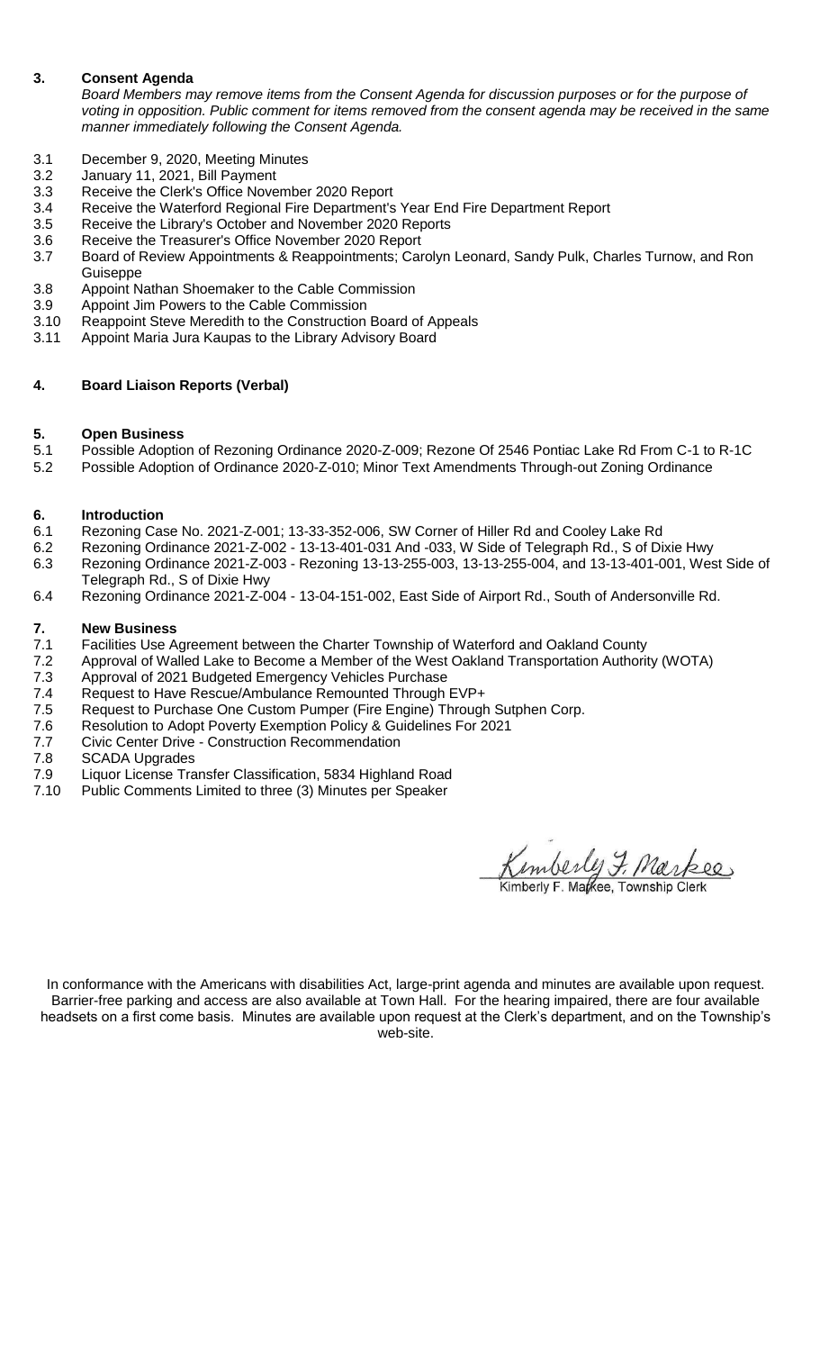## 3. Consent Agenda

*Board Members may remove items from the Consent Agenda for discussion purposes or for the purpose of voting in opposition. Public comment for items removed from the consent agenda may be received in the same manner immediately following the Consent Agenda.*

- 3.1 December 9, 2020, Meeting Minutes
- 3.2 January 11, 2021, Bill Payment
- 3.3 Receive the Clerk's Office November 2020 Report
- 3.4 Receive the Waterford Regional Fire Department's Year End Fire Department Report
- 3.5 Receive the Library's October and November 2020 Reports
- 3.6 Receive the Treasurer's Office November 2020 Report
- 3.7 Board of Review Appointments & Reappointments; Carolyn Leonard, Sandy Pulk, Charles Turnow, and Ron Guiseppe
- 3.8 Appoint Nathan Shoemaker to the Cable Commission
- 3.9 Appoint Jim Powers to the Cable Commission
- 3.10 Reappoint Steve Meredith to the Construction Board of Appeals
- 3.11 Appoint Maria Jura Kaupas to the Library Advisory Board

## 4. Board Liaison Reports (Verbal)

## 5. Open Business

- 5.1 Possible Adoption of Rezoning Ordinance 2020-Z-009; Rezone Of 2546 Pontiac Lake Rd From C-1 to R-1C
- 5.2 Possible Adoption of Ordinance 2020-Z-010; Minor Text Amendments Through-out Zoning Ordinance

## 6. Introduction

- 6.1 Rezoning Case No. 2021-Z-001; 13-33-352-006, SW Corner of Hiller Rd and Cooley Lake Rd
- 6.2 Rezoning Ordinance 2021-Z-002 - 13-13-401-031 And -033, W Side of Telegraph Rd., S of Dixie Hwy
- 6.3 Rezoning Ordinance 2021-Z-003 - Rezoning 13-13-255-003, 13-13-255-004, and 13-13-401-001, West Side of Telegraph Rd., S of Dixie Hwy
- 6.4 Rezoning Ordinance 2021-Z-004 - 13-04-151-002, East Side of Airport Rd., South of Andersonville Rd.

## 7. New Business

- 7.1 Facilities Use Agreement between the Charter Township of Waterford and Oakland County
- 7.2 Approval of Walled Lake to Become a Member of the West Oakland Transportation Authority (WOTA)
- 7.3 Approval of 2021 Budgeted Emergency Vehicles Purchase
- 7.4 Request to Have Rescue/Ambulance Remounted Through EVP+
- 7.5 Request to Purchase One Custom Pumper (Fire Engine) Through Sutphen Corp.
- 7.6 Resolution to Adopt Poverty Exemption Policy & Guidelines For 2021
- 7.7 Civic Center Drive - Construction Recommendation
- 7.8 SCADA Upgrades
- 7.9 Liquor License Transfer Classification, 5834 Highland Road
- 7.10 Public Comments Limited to three (3) Minutes per Speaker

Kimberly F. Markee

Kimberly F. Markee, Township Clerk

In conformance with the Americans with disabilities Act, large-print agenda and minutes are available upon request. Barrier-free parking and access are also available at Town Hall. For the hearing impaired, there are four available headsets on a first come basis. Minutes are available upon request at the Clerk's department, and on the Township's web-site.